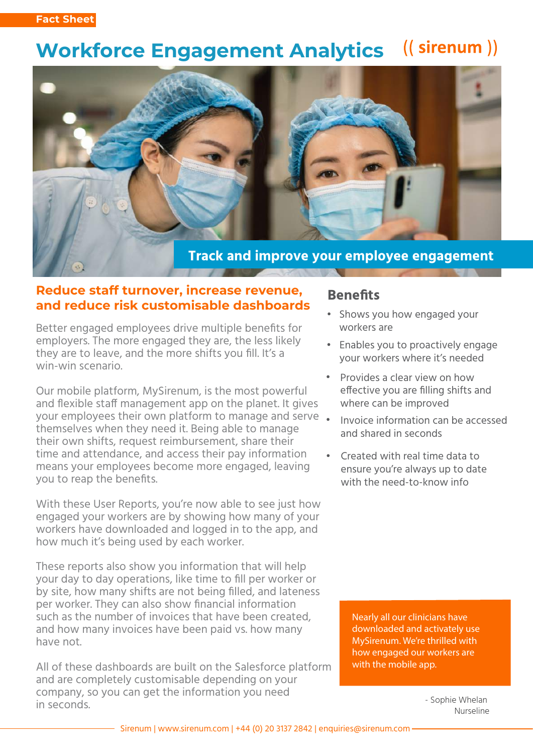Fact Sheet

# Workforce Engagement Analytics

(( sirenum ))

**Track and improve your employee engagement**

## Reduce staff turnover, increase revenue, and reduce risk customisable dashboards

Better engaged employees drive multiple benefits for employers. The more engaged they are, the less likely they are to leave, and the more shifts you fill. It's a win-win scenario.

Our mobile platform, MySirenum, is the most powerful and flexible staff management app on the planet. It gives your employees their own platform to manage and serve themselves when they need it. Being able to manage their own shifts, request reimbursement, share their time and attendance, and access their pay information means your employees become more engaged, leaving you to reap the benefits.

With these User Reports, you're now able to see just how engaged your workers are by showing how many of your workers have downloaded and logged in to the app, and how much it's being used by each worker.

These reports also show you information that will help your day to day operations, like time to fill per worker or by site, how many shifts are not being filled, and lateness per worker. They can also show financial information such as the number of invoices that have been created, and how many invoices have been paid vs. how many have not.

All of these dashboards are built on the Salesforce platform and are completely customisable depending on your company, so you can get the information you need in seconds.

## Benefits

- Shows you how engaged your workers are
- Enables you to proactively engage your workers where it's needed
- Provides a clear view on how effective you are filling shifts and where can be improved
- Invoice information can be accessed and shared in seconds
- Created with real time data to ensure you're always up to date with the need-to-know info

> Nearly all our clinicians have downloaded and activately use MySirenum. We're thrilled with how engaged our workers are with the mobile app.
>
> \- Sophie Whelan
> Nurseline

Sirenum | www.sirenum.com | +44 (0) 20 3137 2842 | enquiries@sirenum.com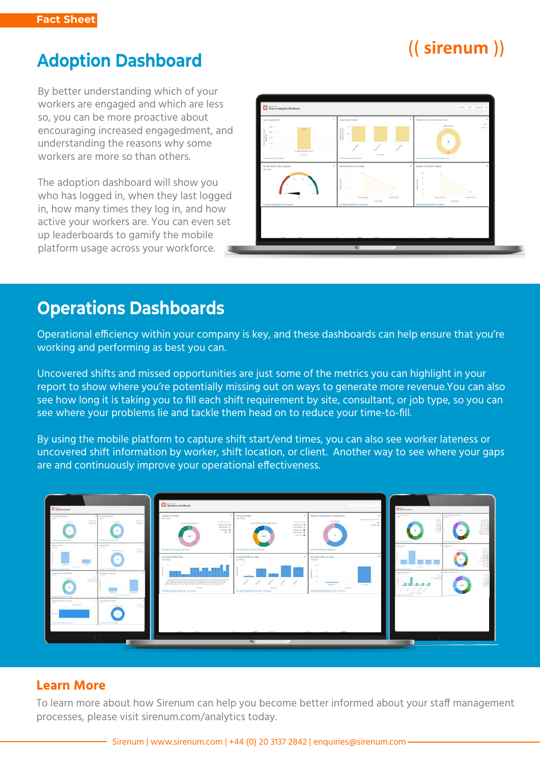Fact Sheet

# Adoption Dashboard

By better understanding which of your workers are engaged and which are less so, you can be more proactive about encouraging increased engagement, and understanding the reasons why some workers are more so than others.

The adoption dashboard will show you who has logged in, when they last logged in, how many times they log in, and how active your workers are. You can even set up leaderboards to gamify the mobile platform usage across your workforce.

# Operations Dashboards

Operational efficiency within your company is key, and these dashboards can help ensure that you're working and performing as best you can.

Uncovered shifts and missed opportunities are just some of the metrics you can highlight in your report to show where you're potentially missing out on ways to generate more revenue.You can also see how long it is taking you to fill each shift requirement by site, consultant, or job type, so you can see where your problems lie and tackle them head on to reduce your time-to-fill.

By using the mobile platform to capture shift start/end times, you can also see worker lateness or uncovered shift information by worker, shift location, or client. Another way to see where your gaps are and continuously improve your operational effectiveness.

## Learn More

To learn more about how Sirenum can help you become better informed about your staff management processes, please visit sirenum.com/analytics today.

Sirenum | www.sirenum.com | +44 (0) 20 3137 2842 | enquiries@sirenum.com